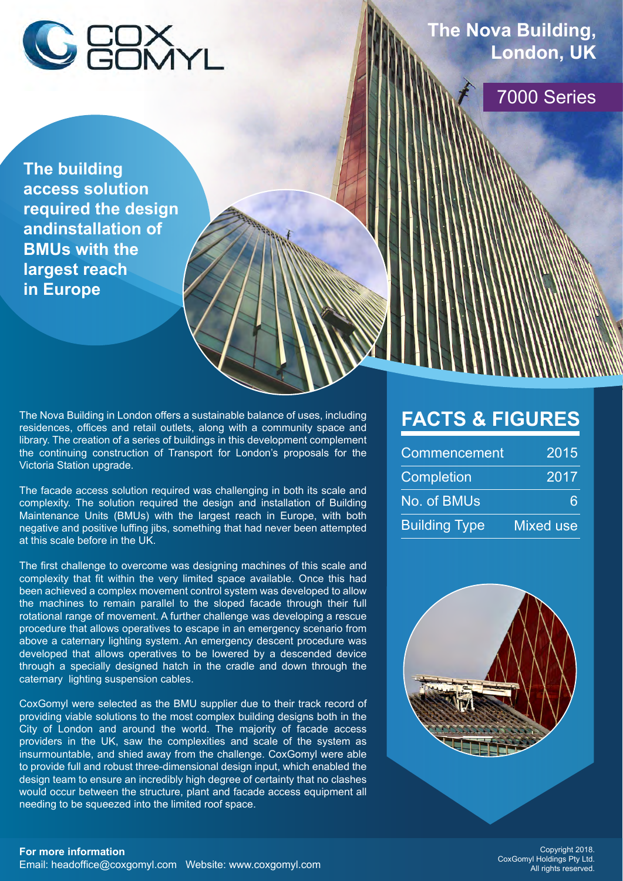COX GOMYL

# The Nova Building, London, UK

## 7000 Series

**The building access solution required the design andinstallation of BMUs with the largest reach in Europe**

The Nova Building in London offers a sustainable balance of uses, including residences, offices and retail outlets, along with a community space and library. The creation of a series of buildings in this development complement the continuing construction of Transport for London's proposals for the Victoria Station upgrade.

The facade access solution required was challenging in both its scale and complexity. The solution required the design and installation of Building Maintenance Units (BMUs) with the largest reach in Europe, with both negative and positive luffing jibs, something that had never been attempted at this scale before in the UK.

The first challenge to overcome was designing machines of this scale and complexity that fit within the very limited space available. Once this had been achieved a complex movement control system was developed to allow the machines to remain parallel to the sloped facade through their full rotational range of movement. A further challenge was developing a rescue procedure that allows operatives to escape in an emergency scenario from above a caternary lighting system. An emergency descent procedure was developed that allows operatives to be lowered by a descended device through a specially designed hatch in the cradle and down through the caternary lighting suspension cables.

CoxGomyl were selected as the BMU supplier due to their track record of providing viable solutions to the most complex building designs both in the City of London and around the world. The majority of facade access providers in the UK, saw the complexities and scale of the system as insurmountable, and shied away from the challenge. CoxGomyl were able to provide full and robust three-dimensional design input, which enabled the design team to ensure an incredibly high degree of certainty that no clashes would occur between the structure, plant and facade access equipment all needing to be squeezed into the limited roof space.

## FACTS & FIGURES

| | |
|---|---|
| Commencement | 2015 |
| Completion | 2017 |
| No. of BMUs | 6 |
| Building Type | Mixed use |

**For more information**
Email: headoffice@coxgomyl.com Website: www.coxgomyl.com

Copyright 2018.
CoxGomyl Holdings Pty Ltd.
All rights reserved.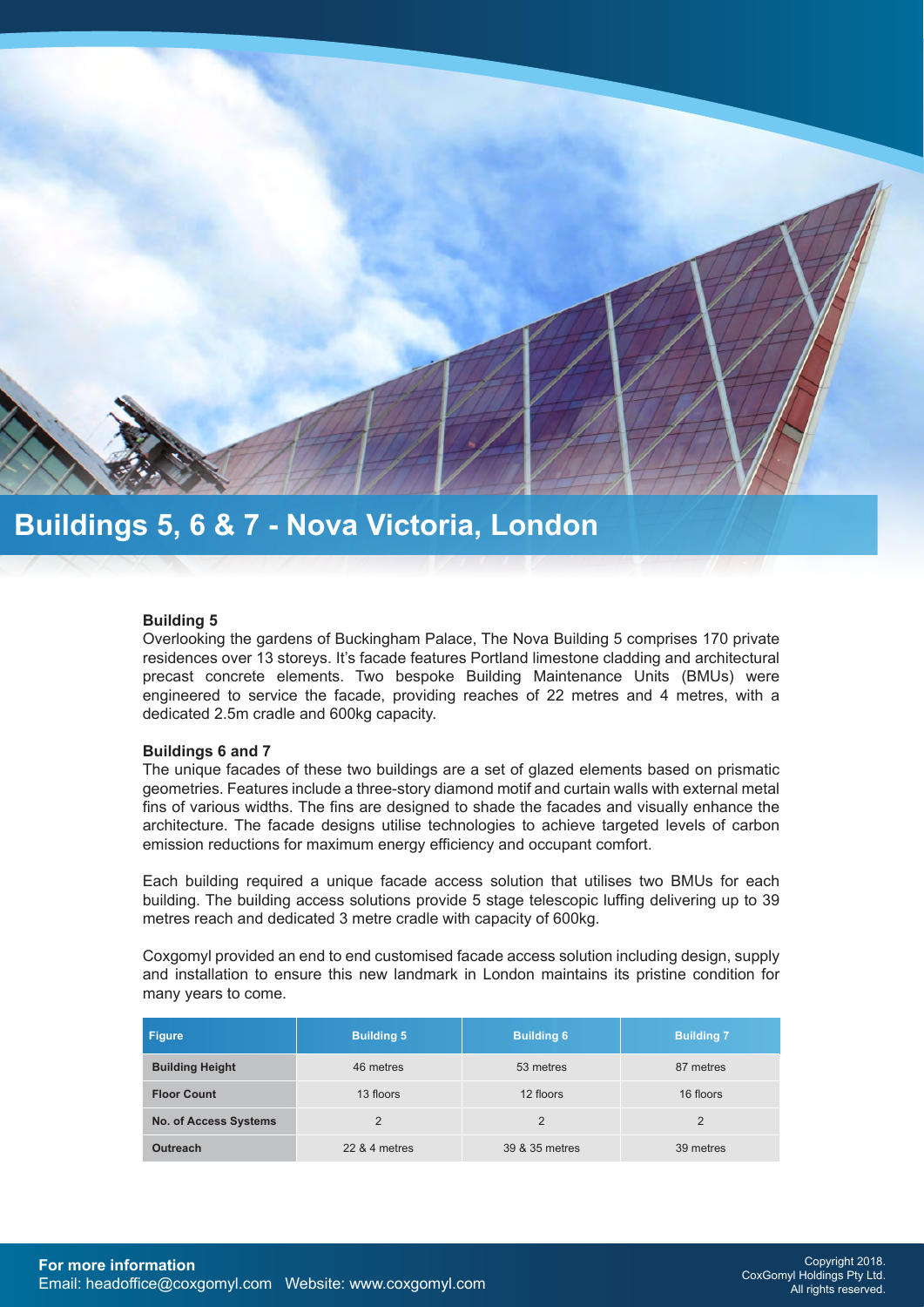# Buildings 5, 6 & 7 - Nova Victoria, London

**Building 5**

Overlooking the gardens of Buckingham Palace, The Nova Building 5 comprises 170 private residences over 13 storeys. It's facade features Portland limestone cladding and architectural precast concrete elements. Two bespoke Building Maintenance Units (BMUs) were engineered to service the facade, providing reaches of 22 metres and 4 metres, with a dedicated 2.5m cradle and 600kg capacity.

**Buildings 6 and 7**

The unique facades of these two buildings are a set of glazed elements based on prismatic geometries. Features include a three-story diamond motif and curtain walls with external metal fins of various widths. The fins are designed to shade the facades and visually enhance the architecture. The facade designs utilise technologies to achieve targeted levels of carbon emission reductions for maximum energy efficiency and occupant comfort.

Each building required a unique facade access solution that utilises two BMUs for each building. The building access solutions provide 5 stage telescopic luffing delivering up to 39 metres reach and dedicated 3 metre cradle with capacity of 600kg.

Coxgomyl provided an end to end customised facade access solution including design, supply and installation to ensure this new landmark in London maintains its pristine condition for many years to come.

| Figure | Building 5 | Building 6 | Building 7 |
|---|---|---|---|
| **Building Height** | 46 metres | 53 metres | 87 metres |
| **Floor Count** | 13 floors | 12 floors | 16 floors |
| **No. of Access Systems** | 2 | 2 | 2 |
| **Outreach** | 22 & 4 metres | 39 & 35 metres | 39 metres |

**For more information**
Email: headoffice@coxgomyl.com Website: www.coxgomyl.com

Copyright 2018.
CoxGomyl Holdings Pty Ltd.
All rights reserved.